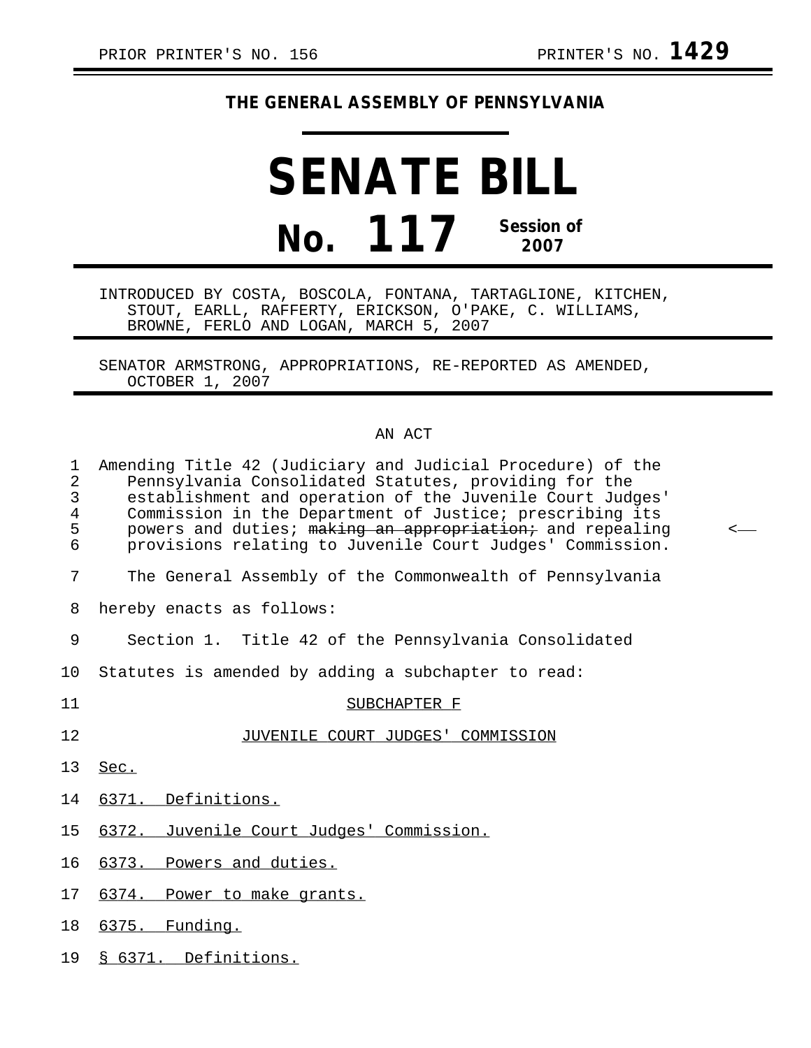PRIOR PRINTER'S NO. 156 PRINTER'S NO. **1429**

# THE GENERAL ASSEMBLY OF PENNSYLVANIA

# SENATE BILL

## No. 117 Session of 2007

INTRODUCED BY COSTA, BOSCOLA, FONTANA, TARTAGLIONE, KITCHEN, STOUT, EARLL, RAFFERTY, ERICKSON, O'PAKE, C. WILLIAMS, BROWNE, FERLO AND LOGAN, MARCH 5, 2007

SENATOR ARMSTRONG, APPROPRIATIONS, RE-REPORTED AS AMENDED, OCTOBER 1, 2007

AN ACT

Amending Title 42 (Judiciary and Judicial Procedure) of the Pennsylvania Consolidated Statutes, providing for the establishment and operation of the Juvenile Court Judges' Commission in the Department of Justice; prescribing its powers and duties; ~~making an appropriation;~~ and repealing provisions relating to Juvenile Court Judges' Commission.

The General Assembly of the Commonwealth of Pennsylvania hereby enacts as follows:

Section 1. Title 42 of the Pennsylvania Consolidated Statutes is amended by adding a subchapter to read:

<u>SUBCHAPTER F</u>

<u>JUVENILE COURT JUDGES' COMMISSION</u>

<u>Sec.</u>

<u>6371. Definitions.</u>

<u>6372. Juvenile Court Judges' Commission.</u>

<u>6373. Powers and duties.</u>

<u>6374. Power to make grants.</u>

<u>6375. Funding.</u>

<u>§ 6371. Definitions.</u>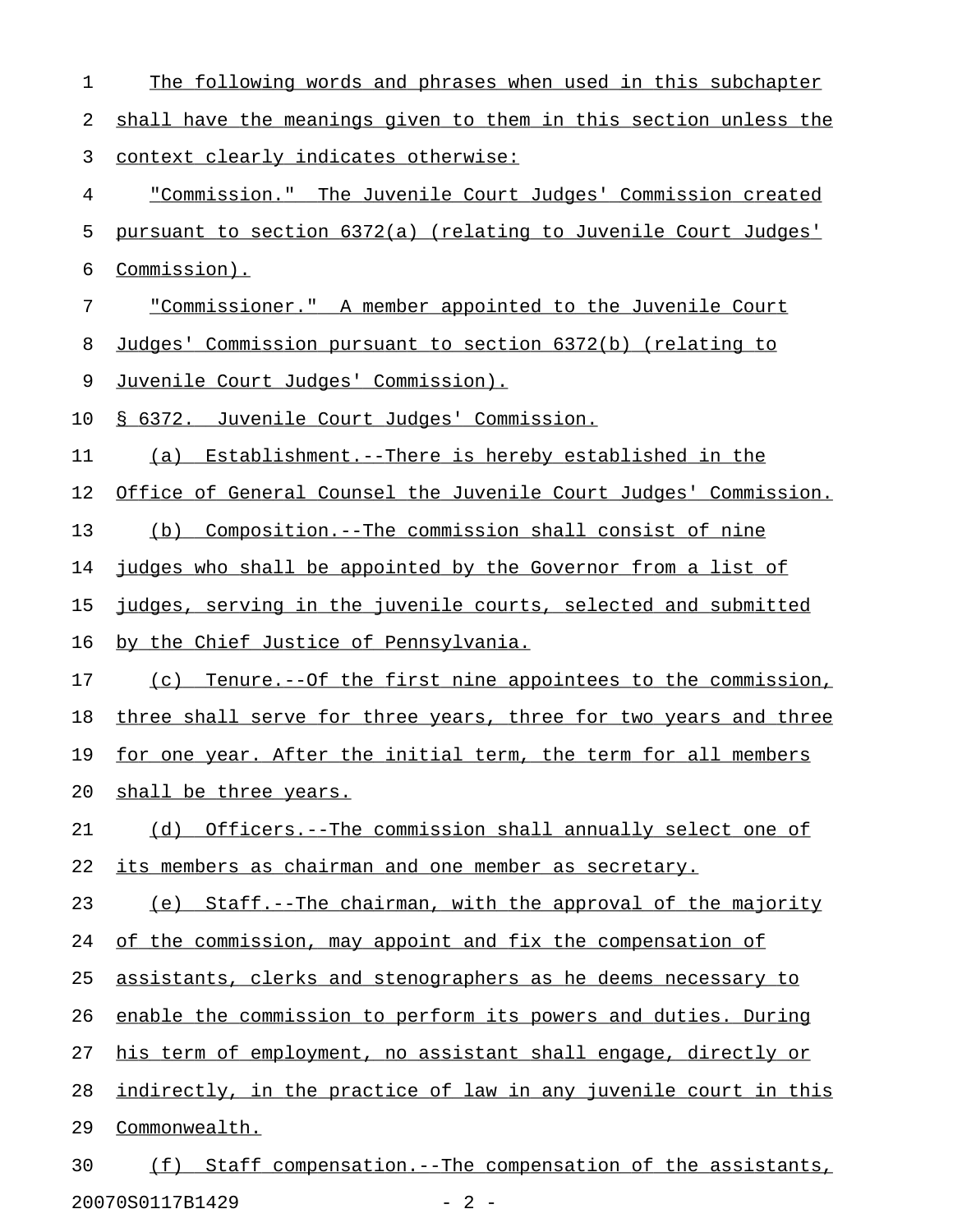The following words and phrases when used in this subchapter shall have the meanings given to them in this section unless the context clearly indicates otherwise:

"Commission." The Juvenile Court Judges' Commission created pursuant to section 6372(a) (relating to Juvenile Court Judges' Commission).

"Commissioner." A member appointed to the Juvenile Court Judges' Commission pursuant to section 6372(b) (relating to Juvenile Court Judges' Commission).

§ 6372. Juvenile Court Judges' Commission.

(a) Establishment.--There is hereby established in the Office of General Counsel the Juvenile Court Judges' Commission.

(b) Composition.--The commission shall consist of nine judges who shall be appointed by the Governor from a list of judges, serving in the juvenile courts, selected and submitted by the Chief Justice of Pennsylvania.

(c) Tenure.--Of the first nine appointees to the commission, three shall serve for three years, three for two years and three for one year. After the initial term, the term for all members shall be three years.

(d) Officers.--The commission shall annually select one of its members as chairman and one member as secretary.

(e) Staff.--The chairman, with the approval of the majority of the commission, may appoint and fix the compensation of assistants, clerks and stenographers as he deems necessary to enable the commission to perform its powers and duties. During his term of employment, no assistant shall engage, directly or indirectly, in the practice of law in any juvenile court in this Commonwealth.

(f) Staff compensation.--The compensation of the assistants,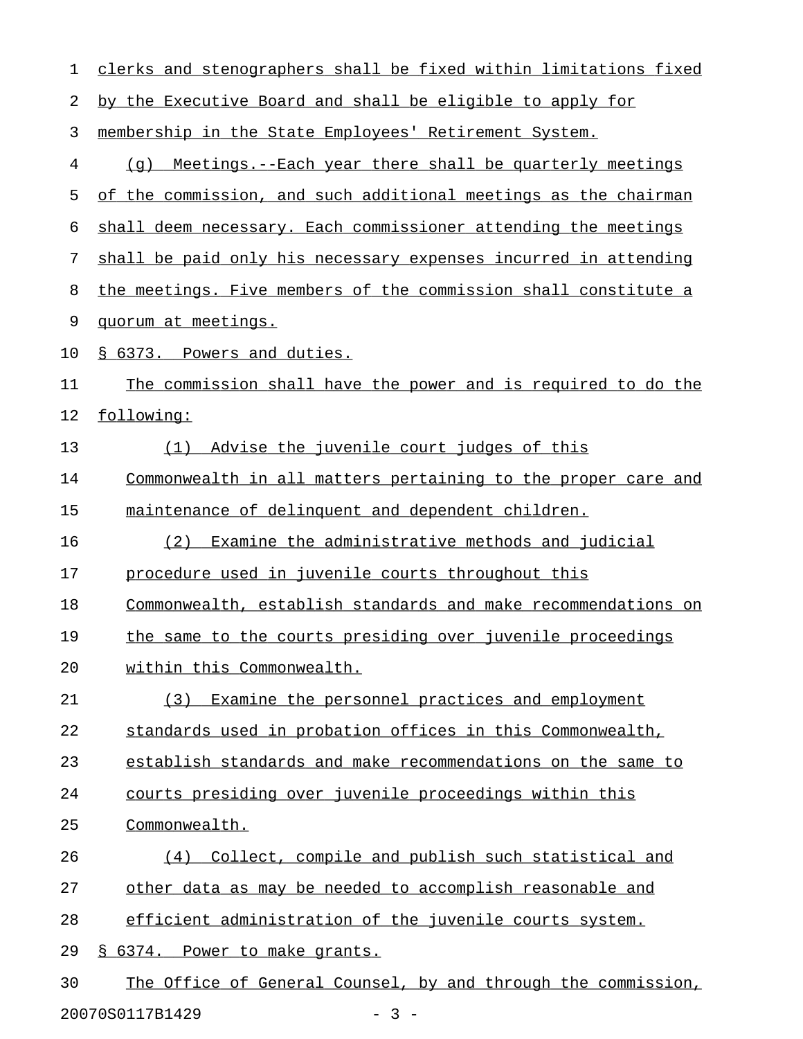clerks and stenographers shall be fixed within limitations fixed by the Executive Board and shall be eligible to apply for membership in the State Employees' Retirement System.

(g) Meetings.--Each year there shall be quarterly meetings of the commission, and such additional meetings as the chairman shall deem necessary. Each commissioner attending the meetings shall be paid only his necessary expenses incurred in attending the meetings. Five members of the commission shall constitute a quorum at meetings.

§ 6373. Powers and duties.

The commission shall have the power and is required to do the following:

(1) Advise the juvenile court judges of this Commonwealth in all matters pertaining to the proper care and maintenance of delinquent and dependent children.

(2) Examine the administrative methods and judicial procedure used in juvenile courts throughout this Commonwealth, establish standards and make recommendations on the same to the courts presiding over juvenile proceedings within this Commonwealth.

(3) Examine the personnel practices and employment standards used in probation offices in this Commonwealth, establish standards and make recommendations on the same to courts presiding over juvenile proceedings within this Commonwealth.

(4) Collect, compile and publish such statistical and other data as may be needed to accomplish reasonable and efficient administration of the juvenile courts system.

§ 6374. Power to make grants.

The Office of General Counsel, by and through the commission,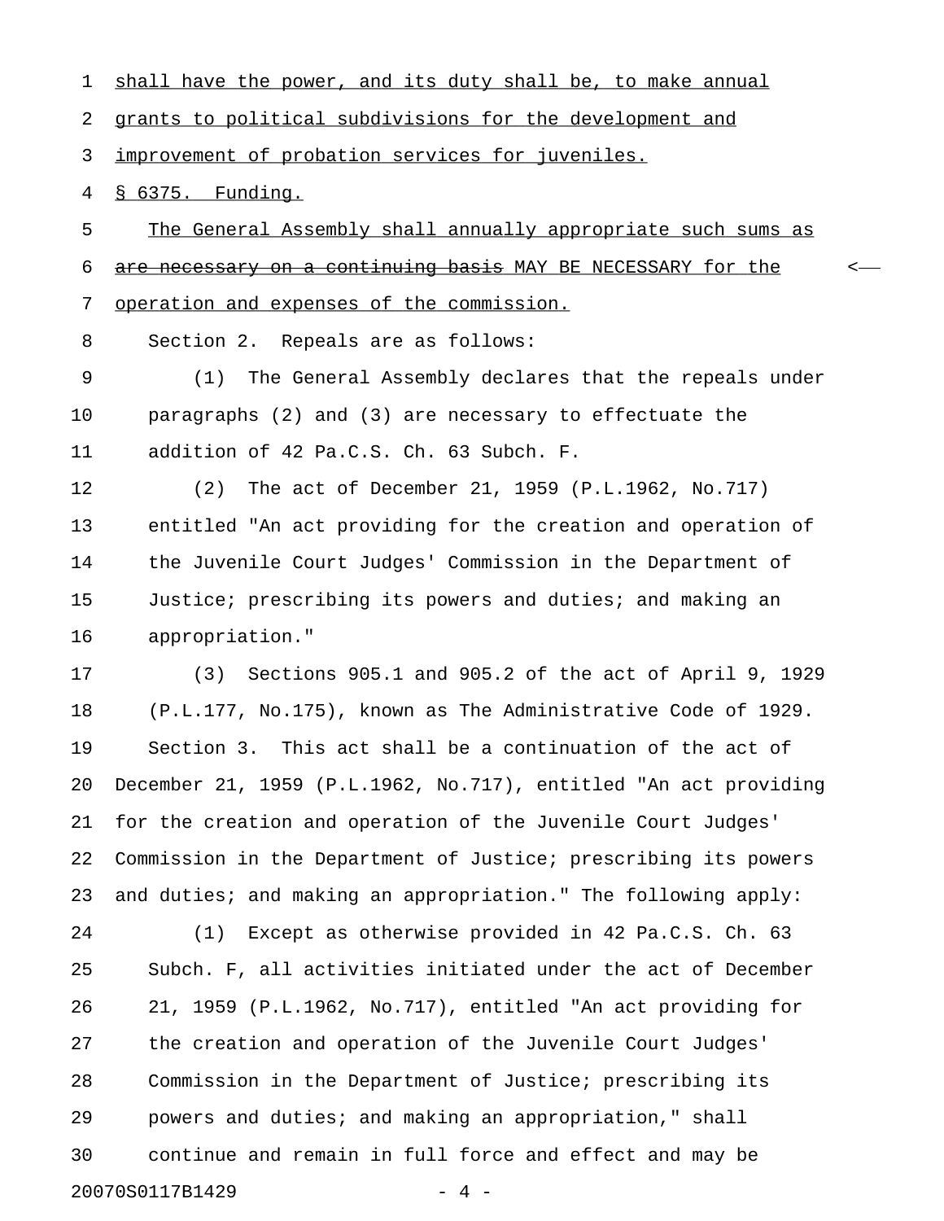shall have the power, and its duty shall be, to make annual grants to political subdivisions for the development and improvement of probation services for juveniles.

§ 6375. Funding.

The General Assembly shall annually appropriate such sums as ~~are necessary on a continuing basis~~ MAY BE NECESSARY for the operation and expenses of the commission.

Section 2. Repeals are as follows:

(1) The General Assembly declares that the repeals under paragraphs (2) and (3) are necessary to effectuate the addition of 42 Pa.C.S. Ch. 63 Subch. F.

(2) The act of December 21, 1959 (P.L.1962, No.717) entitled "An act providing for the creation and operation of the Juvenile Court Judges' Commission in the Department of Justice; prescribing its powers and duties; and making an appropriation."

(3) Sections 905.1 and 905.2 of the act of April 9, 1929 (P.L.177, No.175), known as The Administrative Code of 1929.

Section 3. This act shall be a continuation of the act of December 21, 1959 (P.L.1962, No.717), entitled "An act providing for the creation and operation of the Juvenile Court Judges' Commission in the Department of Justice; prescribing its powers and duties; and making an appropriation." The following apply:

(1) Except as otherwise provided in 42 Pa.C.S. Ch. 63 Subch. F, all activities initiated under the act of December 21, 1959 (P.L.1962, No.717), entitled "An act providing for the creation and operation of the Juvenile Court Judges' Commission in the Department of Justice; prescribing its powers and duties; and making an appropriation," shall continue and remain in full force and effect and may be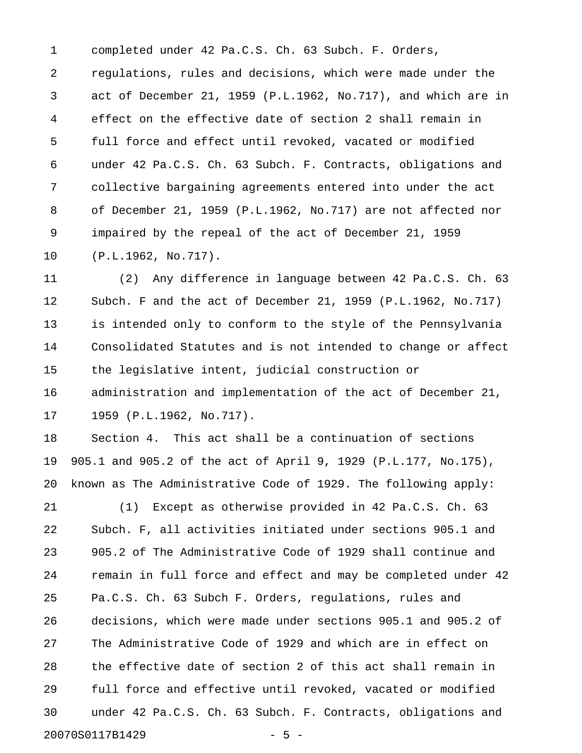completed under 42 Pa.C.S. Ch. 63 Subch. F. Orders, regulations, rules and decisions, which were made under the act of December 21, 1959 (P.L.1962, No.717), and which are in effect on the effective date of section 2 shall remain in full force and effect until revoked, vacated or modified under 42 Pa.C.S. Ch. 63 Subch. F. Contracts, obligations and collective bargaining agreements entered into under the act of December 21, 1959 (P.L.1962, No.717) are not affected nor impaired by the repeal of the act of December 21, 1959 (P.L.1962, No.717).

(2) Any difference in language between 42 Pa.C.S. Ch. 63 Subch. F and the act of December 21, 1959 (P.L.1962, No.717) is intended only to conform to the style of the Pennsylvania Consolidated Statutes and is not intended to change or affect the legislative intent, judicial construction or administration and implementation of the act of December 21, 1959 (P.L.1962, No.717).

Section 4. This act shall be a continuation of sections 905.1 and 905.2 of the act of April 9, 1929 (P.L.177, No.175), known as The Administrative Code of 1929. The following apply:

(1) Except as otherwise provided in 42 Pa.C.S. Ch. 63 Subch. F, all activities initiated under sections 905.1 and 905.2 of The Administrative Code of 1929 shall continue and remain in full force and effect and may be completed under 42 Pa.C.S. Ch. 63 Subch F. Orders, regulations, rules and decisions, which were made under sections 905.1 and 905.2 of The Administrative Code of 1929 and which are in effect on the effective date of section 2 of this act shall remain in full force and effective until revoked, vacated or modified under 42 Pa.C.S. Ch. 63 Subch. F. Contracts, obligations and

20070S0117B1429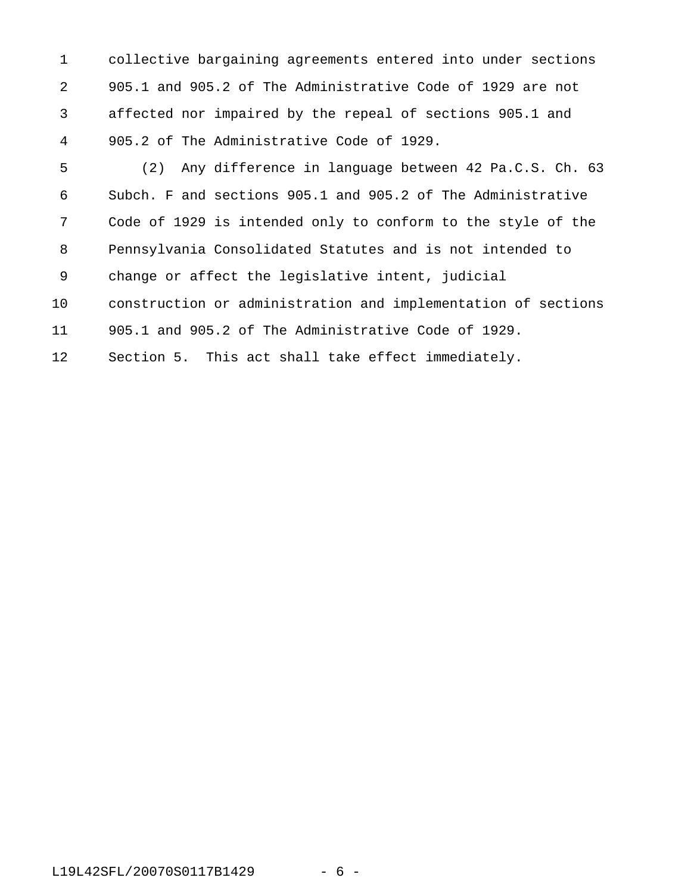collective bargaining agreements entered into under sections 905.1 and 905.2 of The Administrative Code of 1929 are not affected nor impaired by the repeal of sections 905.1 and 905.2 of The Administrative Code of 1929.

(2) Any difference in language between 42 Pa.C.S. Ch. 63 Subch. F and sections 905.1 and 905.2 of The Administrative Code of 1929 is intended only to conform to the style of the Pennsylvania Consolidated Statutes and is not intended to change or affect the legislative intent, judicial construction or administration and implementation of sections 905.1 and 905.2 of The Administrative Code of 1929.

Section 5. This act shall take effect immediately.